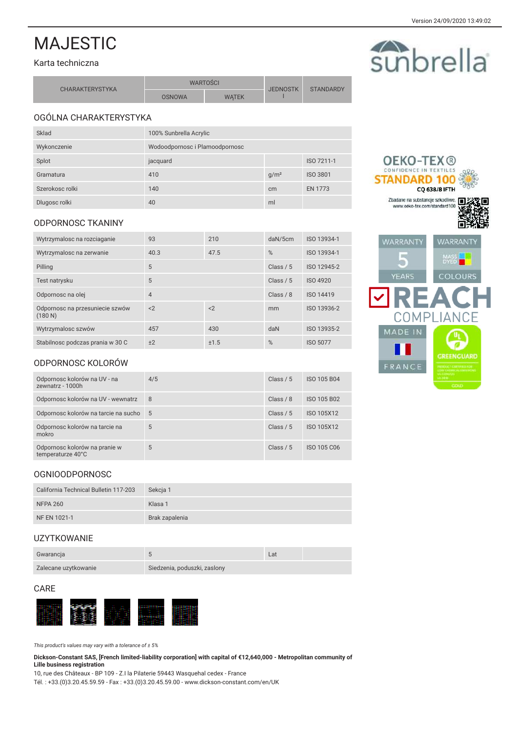Version 24/09/2020 13:49:02

# MAJESTIC

Karta techniczna

| CHARAKTERYSTYKA | WARTOŚCI | | JEDNOSTKI | STANDARDY |
|---|---|---|---|---|
| | OSNOWA | WĄTEK | | |

## OGÓLNA CHARAKTERYSTYKA

| | | | | |
|---|---|---|---|---|
| Sklad | 100% Sunbrella Acrylic | | | |
| Wykonczenie | Wodoodpornosc i Plamoodpornosc | | | |
| Splot | jacquard | | | ISO 7211-1 |
| Gramatura | 410 | | g/m² | ISO 3801 |
| Szerokosc rolki | 140 | | cm | EN 1773 |
| Dlugosc rolki | 40 | | ml | |

## ODPORNOSC TKANINY

| | | | | |
|---|---|---|---|---|
| Wytrzymalosc na rozciaganie | 93 | 210 | daN/5cm | ISO 13934-1 |
| Wytrzymalosc na zerwanie | 40.3 | 47.5 | % | ISO 13934-1 |
| Pilling | 5 | | Class / 5 | ISO 12945-2 |
| Test natrysku | 5 | | Class / 5 | ISO 4920 |
| Odpornosc na olej | 4 | | Class / 8 | ISO 14419 |
| Odpornosc na przesuniecie szwów (180 N) | <2 | <2 | mm | ISO 13936-2 |
| Wytrzymalosc szwów | 457 | 430 | daN | ISO 13935-2 |
| Stabilnosc podczas prania w 30 C | ±2 | ±1.5 | % | ISO 5077 |

## ODPORNOSC KOLORÓW

| | | | | |
|---|---|---|---|---|
| Odpornosc kolorów na UV - na zewnatrz - 1000h | 4/5 | | Class / 5 | ISO 105 B04 |
| Odpornosc kolorów na UV - wewnatrz | 8 | | Class / 8 | ISO 105 B02 |
| Odpornosc kolorów na tarcie na sucho | 5 | | Class / 5 | ISO 105X12 |
| Odpornosc kolorów na tarcie na mokro | 5 | | Class / 5 | ISO 105X12 |
| Odpornosc kolorów na pranie w temperaturze 40°C | 5 | | Class / 5 | ISO 105 C06 |

## OGNIOODPORNOSC

| | |
|---|---|
| California Technical Bulletin 117-203 | Sekcja 1 |
| NFPA 260 | Klasa 1 |
| NF EN 1021-1 | Brak zapalenia |

## UZYTKOWANIE

| | | | |
|---|---|---|---|
| Gwarancja | 5 | Lat | |
| Zalecane uzytkowanie | Siedzenia, poduszki, zaslony | | |

## CARE

*This product's values may vary with a tolerance of ± 5%*

**Dickson-Constant SAS, [French limited-liability corporation] with capital of €12,640,000 - Metropolitan community of Lille business registration**

10, rue des Châteaux - BP 109 - Z.I la Pilaterie 59443 Wasquehal cedex - France

Tél. : +33.(0)3.20.45.59.59 - Fax : +33.(0)3.20.45.59.00 - www.dickson-constant.com/en/UK

sunbrella

OEKO-TEX® CONFIDENCE IN TEXTILES STANDARD 100 CQ 638/8 IFTH

Zbadane na substancje szkodliwe. www.oeko-tex.com/standard100

WARRANTY 5 YEARS

WARRANTY MASS DYED COLOURS

REACH COMPLIANCE

MADE IN FRANCE

GREENGUARD GOLD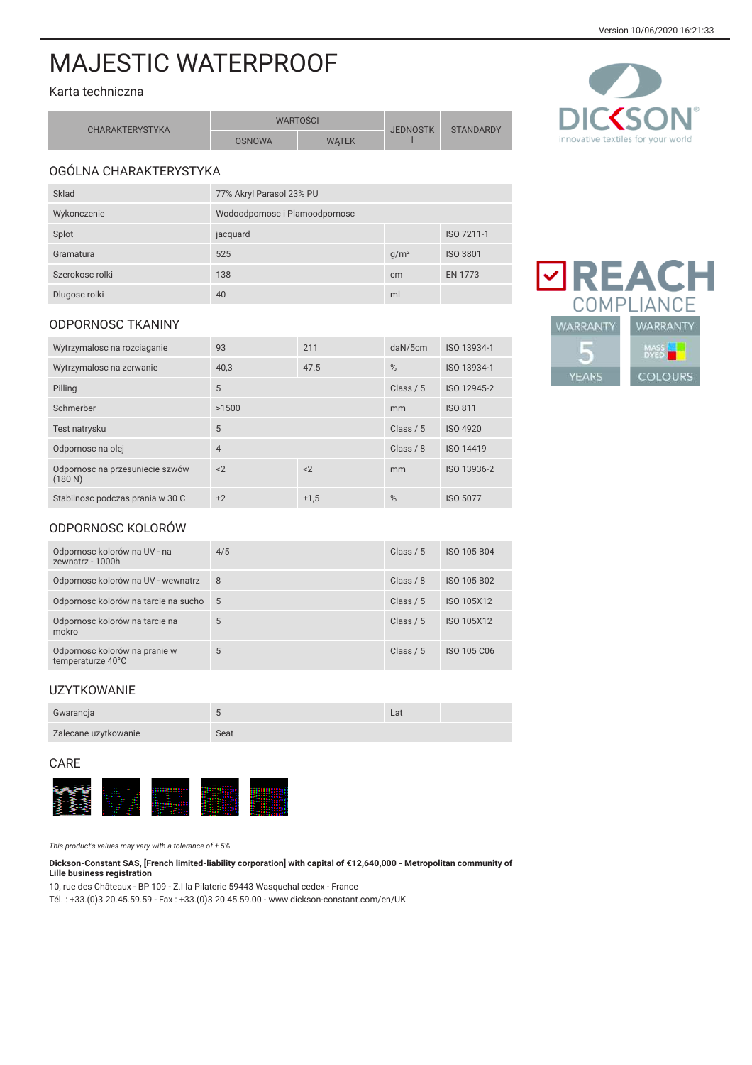Version 10/06/2020 16:21:33

# MAJESTIC WATERPROOF

Karta techniczna

| CHARAKTERYSTYKA | WARTOŚCI | | JEDNOSTKI | STANDARDY |
|---|---|---|---|---|
| | OSNOWA | WĄTEK | | |

## OGÓLNA CHARAKTERYSTYKA

| | | | | |
|---|---|---|---|---|
| Sklad | 77% Akryl Parasol 23% PU | | | |
| Wykonczenie | Wodoodpornosc i Plamoodpornosc | | | |
| Splot | jacquard | | | ISO 7211-1 |
| Gramatura | 525 | | g/m² | ISO 3801 |
| Szerokosc rolki | 138 | | cm | EN 1773 |
| Dlugosc rolki | 40 | | ml | |

## ODPORNOSC TKANINY

| | | | | |
|---|---|---|---|---|
| Wytrzymalosc na rozciaganie | 93 | 211 | daN/5cm | ISO 13934-1 |
| Wytrzymalosc na zerwanie | 40,3 | 47.5 | % | ISO 13934-1 |
| Pilling | 5 | | Class / 5 | ISO 12945-2 |
| Schmerber | >1500 | | mm | ISO 811 |
| Test natrysku | 5 | | Class / 5 | ISO 4920 |
| Odpornosc na olej | 4 | | Class / 8 | ISO 14419 |
| Odpornosc na przesuniecie szwów (180 N) | <2 | <2 | mm | ISO 13936-2 |
| Stabilnosc podczas prania w 30 C | ±2 | ±1,5 | % | ISO 5077 |

## ODPORNOSC KOLORÓW

| | | | | |
|---|---|---|---|---|
| Odpornosc kolorów na UV - na zewnatrz - 1000h | 4/5 | | Class / 5 | ISO 105 B04 |
| Odpornosc kolorów na UV - wewnatrz | 8 | | Class / 8 | ISO 105 B02 |
| Odpornosc kolorów na tarcie na sucho | 5 | | Class / 5 | ISO 105X12 |
| Odpornosc kolorów na tarcie na mokro | 5 | | Class / 5 | ISO 105X12 |
| Odpornosc kolorów na pranie w temperaturze 40°C | 5 | | Class / 5 | ISO 105 C06 |

## UZYTKOWANIE

| | | | |
|---|---|---|---|
| Gwarancja | 5 | Lat | |
| Zalecane uzytkowanie | Seat | | |

## CARE

*This product's values may vary with a tolerance of ± 5%*

**Dickson-Constant SAS, [French limited-liability corporation] with capital of €12,640,000 - Metropolitan community of Lille business registration**

10, rue des Châteaux - BP 109 - Z.I la Pilaterie 59443 Wasquehal cedex - France

Tél. : +33.(0)3.20.45.59.59 - Fax : +33.(0)3.20.45.59.00 - www.dickson-constant.com/en/UK